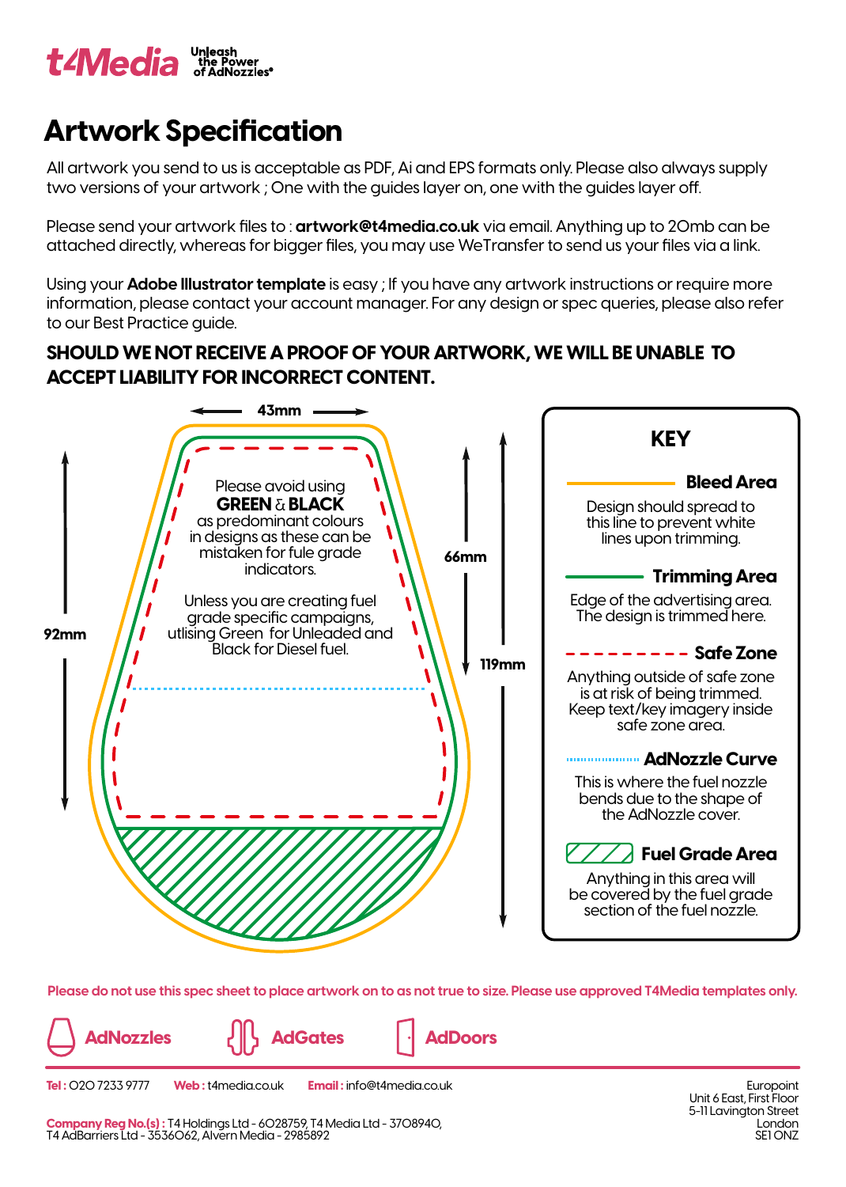t4Media — Unleash the Power of AdNozzles®

# Artwork Specification

All artwork you send to us is acceptable as PDF, Ai and EPS formats only. Please also always supply two versions of your artwork ; One with the guides layer on, one with the guides layer off.

Please send your artwork files to : **artwork@t4media.co.uk** via email. Anything up to 20mb can be attached directly, whereas for bigger files, you may use WeTransfer to send us your files via a link.

Using your **Adobe Illustrator template** is easy ; If you have any artwork instructions or require more information, please contact your account manager. For any design or spec queries, please also refer to our Best Practice guide.

**SHOULD WE NOT RECEIVE A PROOF OF YOUR ARTWORK, WE WILL BE UNABLE TO ACCEPT LIABILITY FOR INCORRECT CONTENT.**

43mm

92mm

66mm

119mm

Please avoid using **GREEN & BLACK** as predominant colours in designs as these can be mistaken for fule grade indicators.

Unless you are creating fuel grade specific campaigns, utlising Green for Unleaded and Black for Diesel fuel.

## KEY

**Bleed Area**
Design should spread to this line to prevent white lines upon trimming.

**Trimming Area**
Edge of the advertising area. The design is trimmed here.

**Safe Zone**
Anything outside of safe zone is at risk of being trimmed. Keep text/key imagery inside safe zone area.

**AdNozzle Curve**
This is where the fuel nozzle bends due to the shape of the AdNozzle cover.

**Fuel Grade Area**
Anything in this area will be covered by the fuel grade section of the fuel nozzle.

**Please do not use this spec sheet to place artwork on to as not true to size. Please use approved T4Media templates only.**

AdNozzles AdGates AdDoors

**Tel :** 020 7233 9777 **Web :** t4media.co.uk **Email :** info@t4media.co.uk

**Company Reg No.(s) :** T4 Holdings Ltd - 6028759, T4 Media Ltd - 3708940, T4 AdBarriers Ltd - 3536062, Alvern Media - 2985892

Europoint
Unit 6 East, First Floor
5-11 Lavington Street
London
SE1 0NZ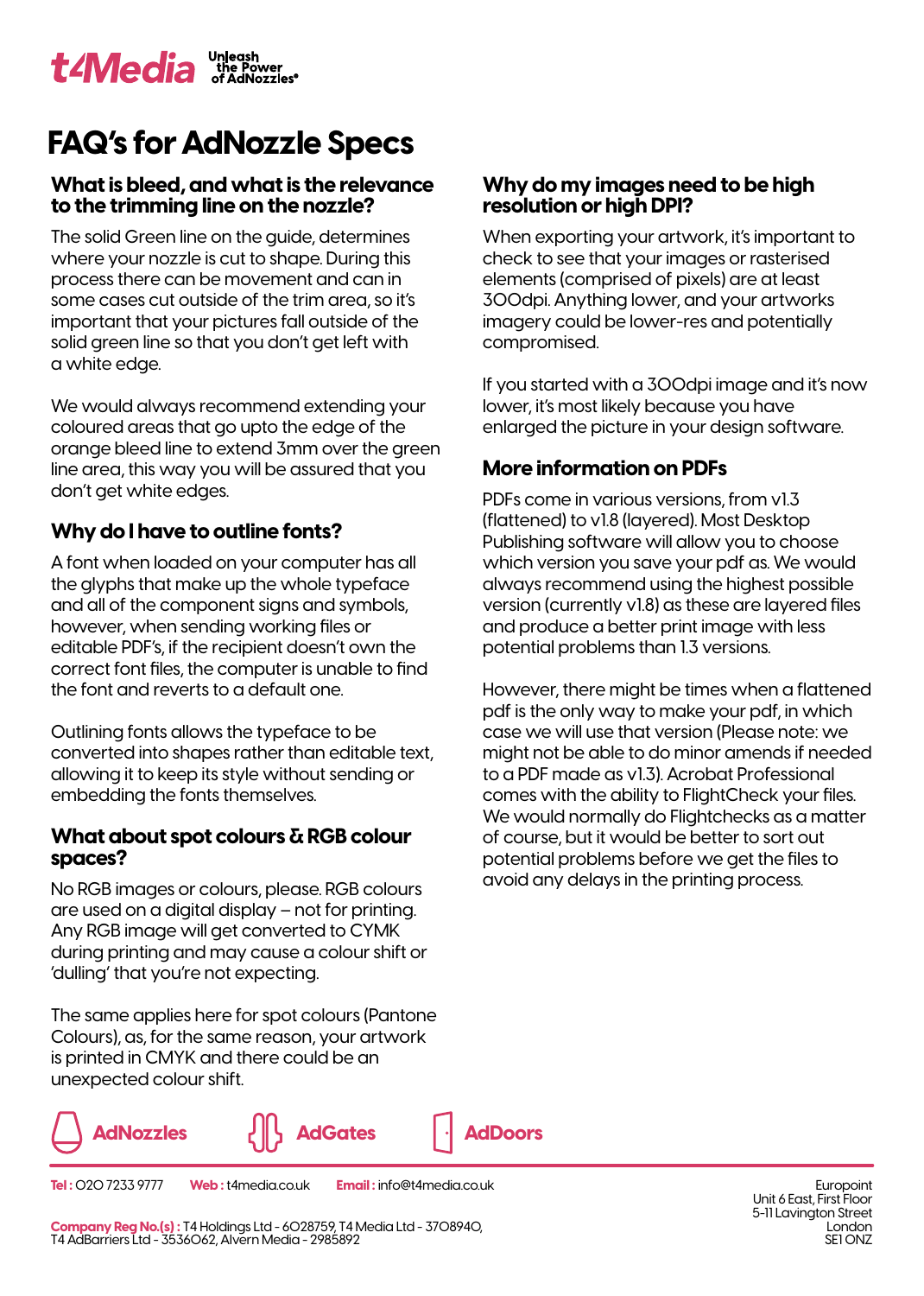t4Media Unleash the Power of AdNozzles®

# FAQ's for AdNozzle Specs

### What is bleed, and what is the relevance to the trimming line on the nozzle?

The solid Green line on the guide, determines where your nozzle is cut to shape. During this process there can be movement and can in some cases cut outside of the trim area, so it's important that your pictures fall outside of the solid green line so that you don't get left with a white edge.

We would always recommend extending your coloured areas that go upto the edge of the orange bleed line to extend 3mm over the green line area, this way you will be assured that you don't get white edges.

### Why do I have to outline fonts?

A font when loaded on your computer has all the glyphs that make up the whole typeface and all of the component signs and symbols, however, when sending working files or editable PDF's, if the recipient doesn't own the correct font files, the computer is unable to find the font and reverts to a default one.

Outlining fonts allows the typeface to be converted into shapes rather than editable text, allowing it to keep its style without sending or embedding the fonts themselves.

### What about spot colours & RGB colour spaces?

No RGB images or colours, please. RGB colours are used on a digital display – not for printing. Any RGB image will get converted to CYMK during printing and may cause a colour shift or 'dulling' that you're not expecting.

The same applies here for spot colours (Pantone Colours), as, for the same reason, your artwork is printed in CMYK and there could be an unexpected colour shift.

### Why do my images need to be high resolution or high DPI?

When exporting your artwork, it's important to check to see that your images or rasterised elements (comprised of pixels) are at least 300dpi. Anything lower, and your artworks imagery could be lower-res and potentially compromised.

If you started with a 300dpi image and it's now lower, it's most likely because you have enlarged the picture in your design software.

### More information on PDFs

PDFs come in various versions, from v1.3 (flattened) to v1.8 (layered). Most Desktop Publishing software will allow you to choose which version you save your pdf as. We would always recommend using the highest possible version (currently v1.8) as these are layered files and produce a better print image with less potential problems than 1.3 versions.

However, there might be times when a flattened pdf is the only way to make your pdf, in which case we will use that version (Please note: we might not be able to do minor amends if needed to a PDF made as v1.3). Acrobat Professional comes with the ability to FlightCheck your files. We would normally do Flightchecks as a matter of course, but it would be better to sort out potential problems before we get the files to avoid any delays in the printing process.

AdNozzles AdGates AdDoors

**Tel :** 020 7233 9777 **Web :** t4media.co.uk **Email :** info@t4media.co.uk

**Company Reg No.(s) :** T4 Holdings Ltd - 6028759, T4 Media Ltd - 3708940, T4 AdBarriers Ltd - 3536062, Alvern Media - 2985892

Europoint
Unit 6 East, First Floor
5-11 Lavington Street
London
SE1 0NZ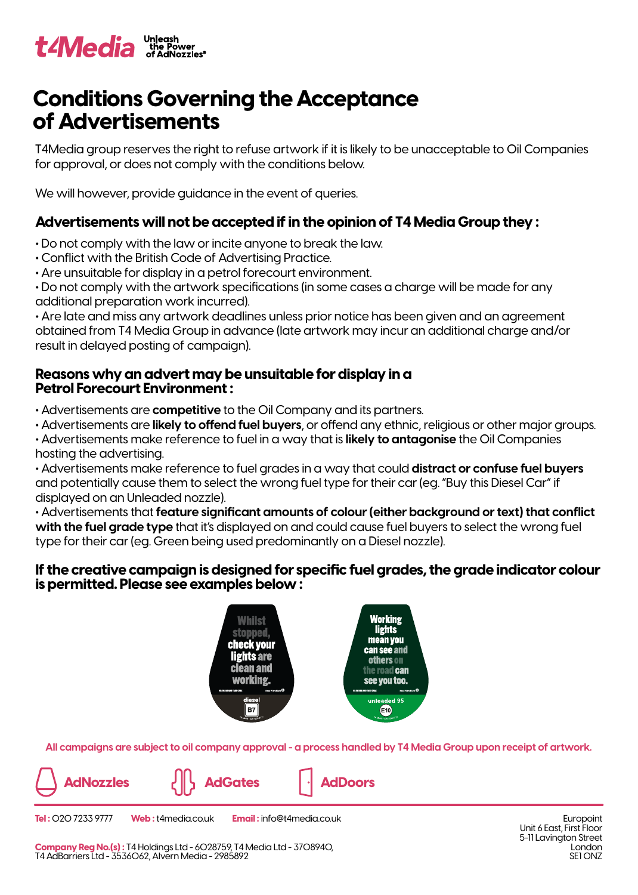t4Media Unleash the Power of AdNozzles®

# Conditions Governing the Acceptance of Advertisements

T4Media group reserves the right to refuse artwork if it is likely to be unacceptable to Oil Companies for approval, or does not comply with the conditions below.

We will however, provide guidance in the event of queries.

### Advertisements will not be accepted if in the opinion of T4 Media Group they :

- Do not comply with the law or incite anyone to break the law.
- Conflict with the British Code of Advertising Practice.
- Are unsuitable for display in a petrol forecourt environment.
- Do not comply with the artwork specifications (in some cases a charge will be made for any additional preparation work incurred).
- Are late and miss any artwork deadlines unless prior notice has been given and an agreement obtained from T4 Media Group in advance (late artwork may incur an additional charge and/or result in delayed posting of campaign).

### Reasons why an advert may be unsuitable for display in a Petrol Forecourt Environment :

- Advertisements are **competitive** to the Oil Company and its partners.
- Advertisements are **likely to offend fuel buyers**, or offend any ethnic, religious or other major groups.
- Advertisements make reference to fuel in a way that is **likely to antagonise** the Oil Companies hosting the advertising.
- Advertisements make reference to fuel grades in a way that could **distract or confuse fuel buyers** and potentially cause them to select the wrong fuel type for their car (eg. "Buy this Diesel Car" if displayed on an Unleaded nozzle).
- Advertisements that **feature significant amounts of colour (either background or text) that conflict with the fuel grade type** that it's displayed on and could cause fuel buyers to select the wrong fuel type for their car (eg. Green being used predominantly on a Diesel nozzle).

### If the creative campaign is designed for specific fuel grades, the grade indicator colour is permitted. Please see examples below :

Whilst stopped, check your lights are clean and working.
diesel
B7

Working lights mean you can see and others on the road can see you too.
unleaded 95
E10

All campaigns are subject to oil company approval - a process handled by T4 Media Group upon receipt of artwork.

AdNozzles AdGates AdDoors

**Tel :** 020 7233 9777 **Web :** t4media.co.uk **Email :** info@t4media.co.uk

**Company Reg No.(s) :** T4 Holdings Ltd - 6028759, T4 Media Ltd - 3708940, T4 AdBarriers Ltd - 3536062, Alvern Media - 2985892

Europoint
Unit 6 East, First Floor
5-11 Lavington Street
London
SE1 0NZ